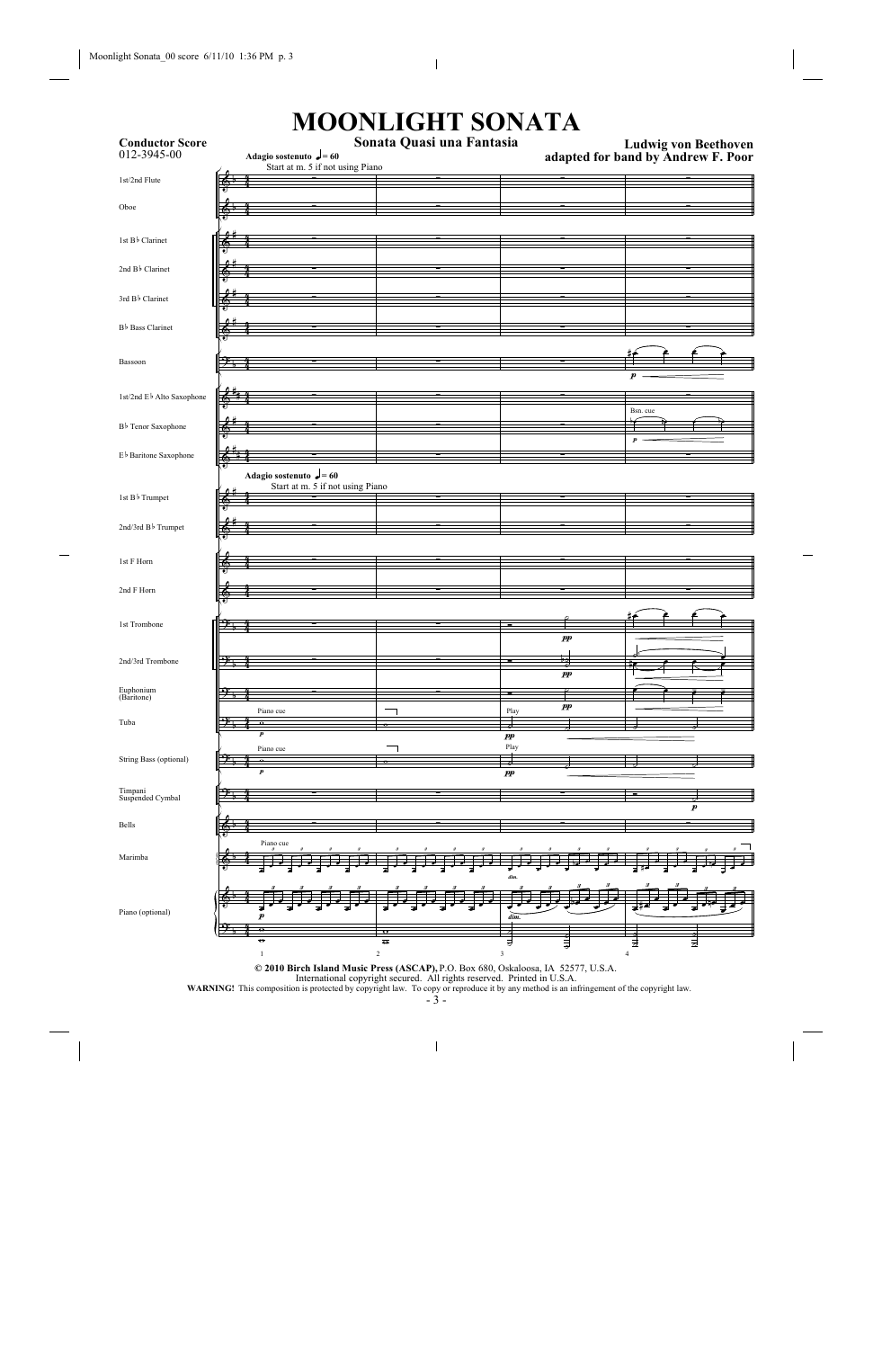# MOONLIGHT SONATA

## Sonata Quasi una Fantasia

**Conductor Score**
012-3945-00

**Ludwig von Beethoven**
**adapted for band by Andrew F. Poor**

**Adagio sostenuto** ♩= 60
Start at m. 5 if not using Piano

1st/2nd Flute
Oboe
1st B♭ Clarinet
2nd B♭ Clarinet
3rd B♭ Clarinet
B♭ Bass Clarinet
Bassoon
1st/2nd E♭ Alto Saxophone
B♭ Tenor Saxophone
E♭ Baritone Saxophone
1st B♭ Trumpet
2nd/3rd B♭ Trumpet
1st F Horn
2nd F Horn
1st Trombone
2nd/3rd Trombone
Euphonium (Baritone)
Tuba
String Bass (optional)
Timpani
Suspended Cymbal
Bells
Marimba
Piano (optional)

**© 2010 Birch Island Music Press (ASCAP),** P.O. Box 680, Oskaloosa, IA 52577, U.S.A.
International copyright secured. All rights reserved. Printed in U.S.A.
**WARNING!** This composition is protected by copyright law. To copy or reproduce it by any method is an infringement of the copyright law.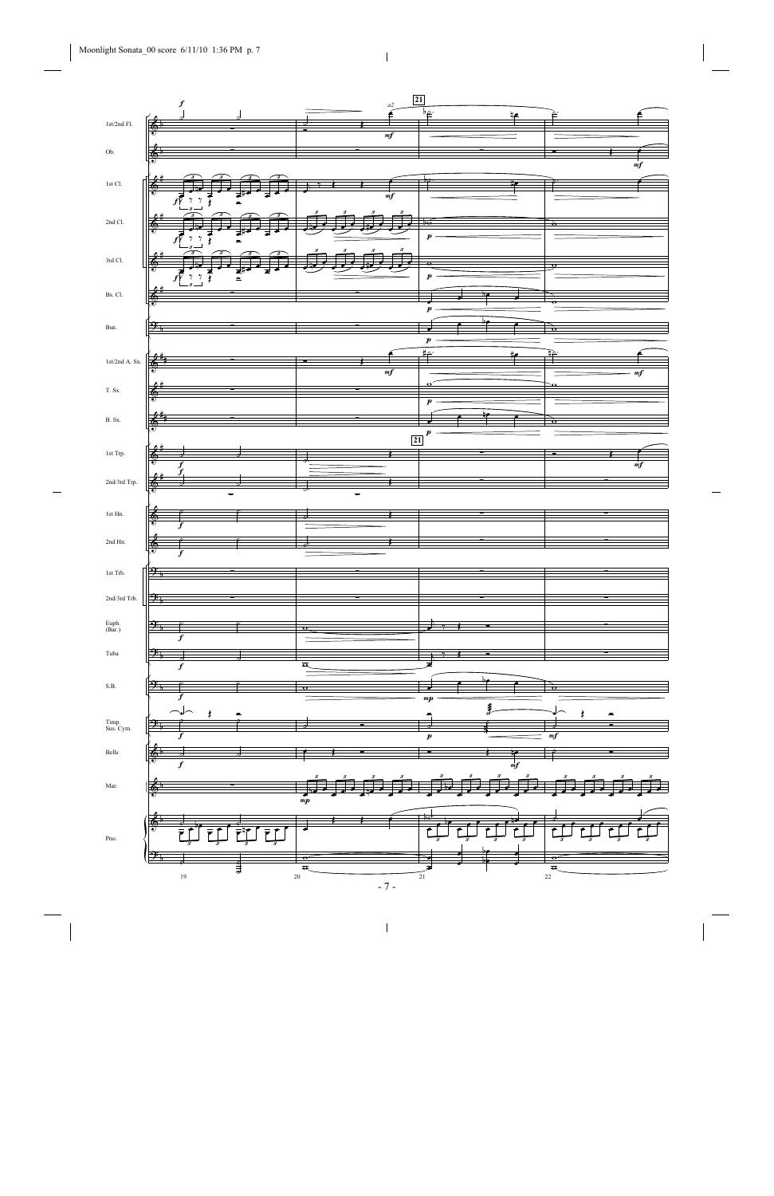1st/2nd Fl.

Ob.

1st Cl.

2nd Cl.

3rd Cl.

Bs. Cl.

Bsn.

1st/2nd A. Sx.

T. Sx.

B. Sx.

1st Trp.

2nd/3rd Trp.

1st Hn.

2nd Hn.

1st Trb.

2nd/3rd Trb.

Euph. (Bar.)

Tuba

S.B.

Timp. Sus. Cym.

Bells

Mar.

Pno.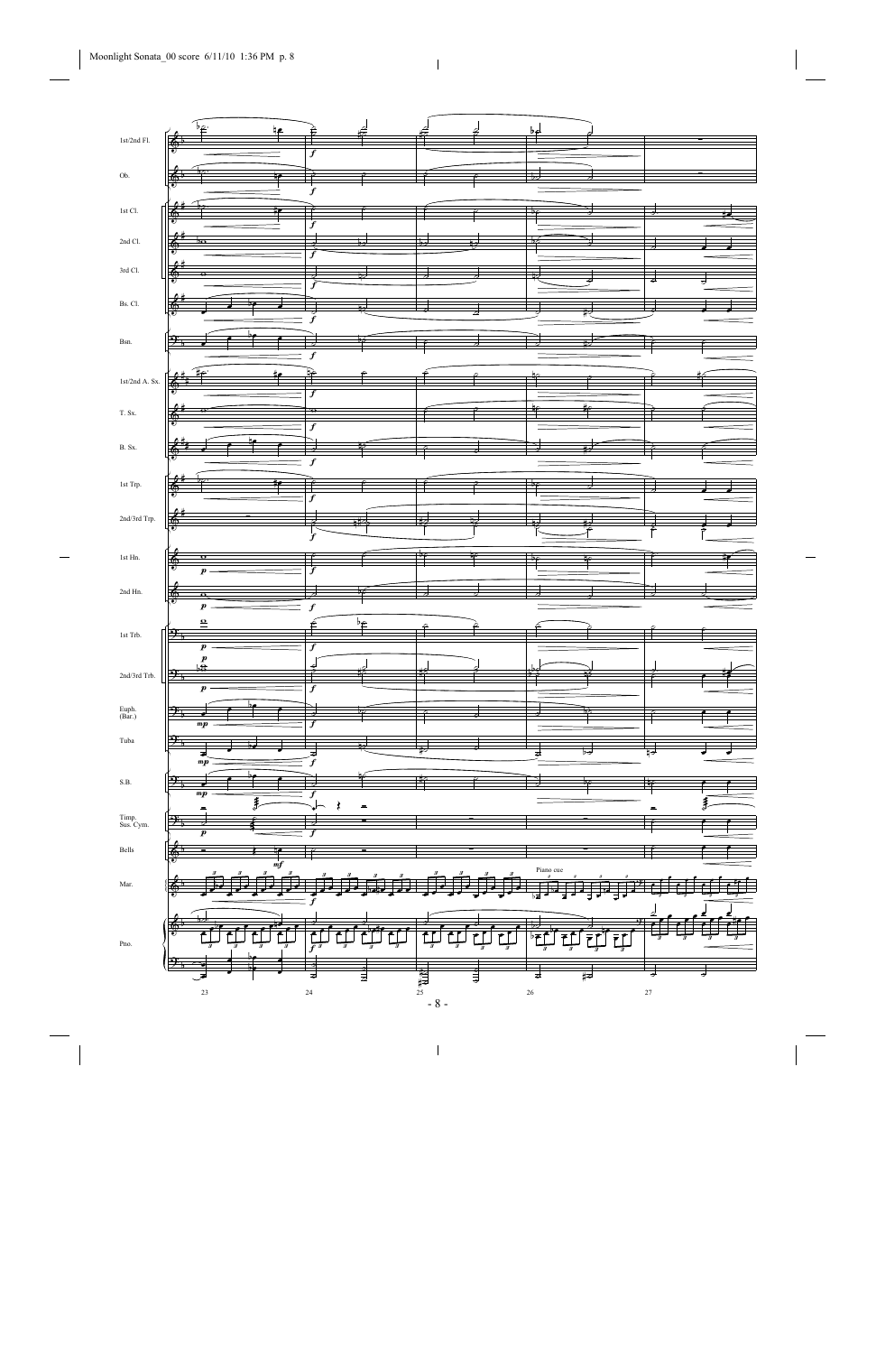1st/2nd Fl.

Ob.

1st Cl.

2nd Cl.

3rd Cl.

Bs. Cl.

Bsn.

1st/2nd A. Sx.

T. Sx.

B. Sx.

1st Trp.

2nd/3rd Trp.

1st Hn.

2nd Hn.

1st Trb.

2nd/3rd Trb.

Euph. (Bar.)

Tuba

S.B.

Timp. Sus. Cym.

Bells

Mar.

Piano cue

Pno.

23 24 25 26 27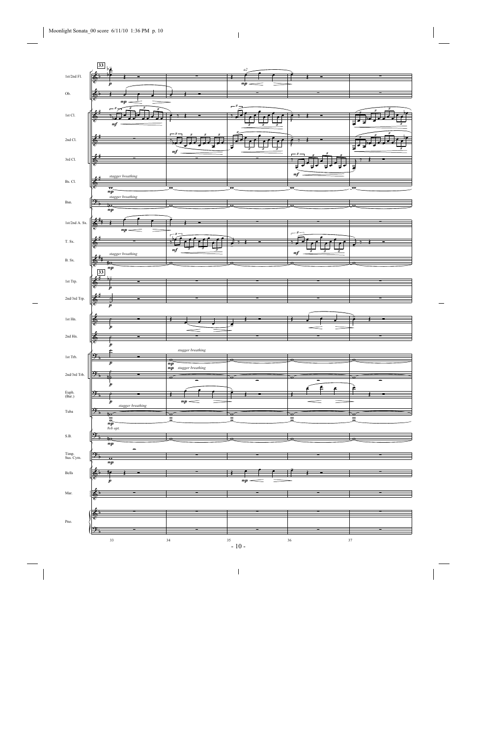**33**

1st/2nd Fl.

Ob.

1st Cl.

2nd Cl.

3rd Cl.

Bs. Cl.

Bsn.

1st/2nd A. Sx.

T. Sx.

B. Sx.

1st Trp.

2nd/3rd Trp.

1st Hn.

2nd Hn.

1st Trb.

2nd/3rd Trb.

Euph. (Bar.)

Tuba

S.B.

Timp. Sus. Cym.

Bells

Mar.

Pno.

*stagger breathing*

*a2*

*8vb opt.*

33 34 35 36 37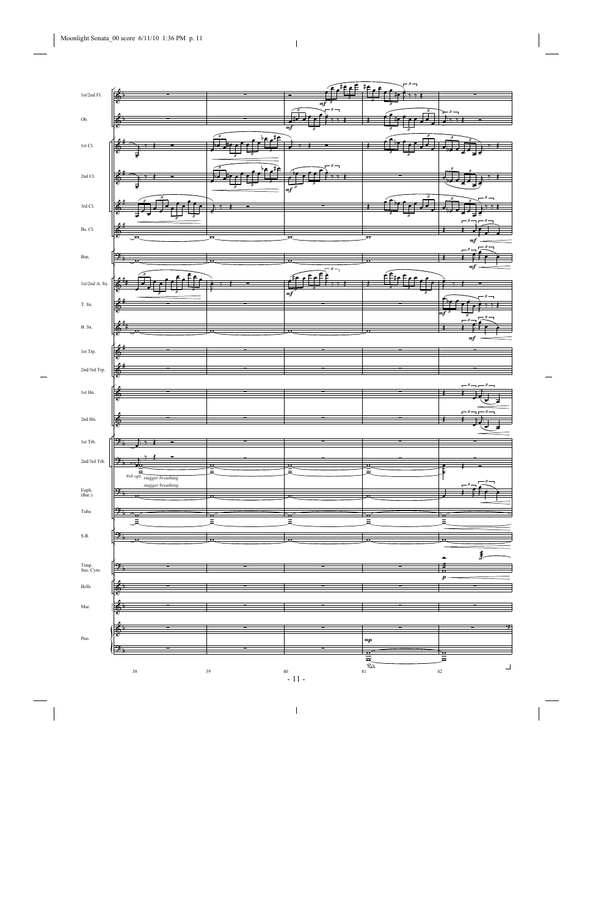1st/2nd Fl.

Ob.

1st Cl.

2nd Cl.

3rd Cl.

Bs. Cl.

Bsn.

1st/2nd A. Sx.

T. Sx.

B. Sx.

1st Trp.

2nd/3rd Trp.

1st Hn.

2nd Hn.

1st Trb.

2nd/3rd Trb.

*8vb opt.* *stagger breathing*

*stagger breathing*

Euph. (Bar.)

Tuba

S.B.

Timp. Sus. Cym.

Bells

Mar.

Pno.

38 39 40 41 42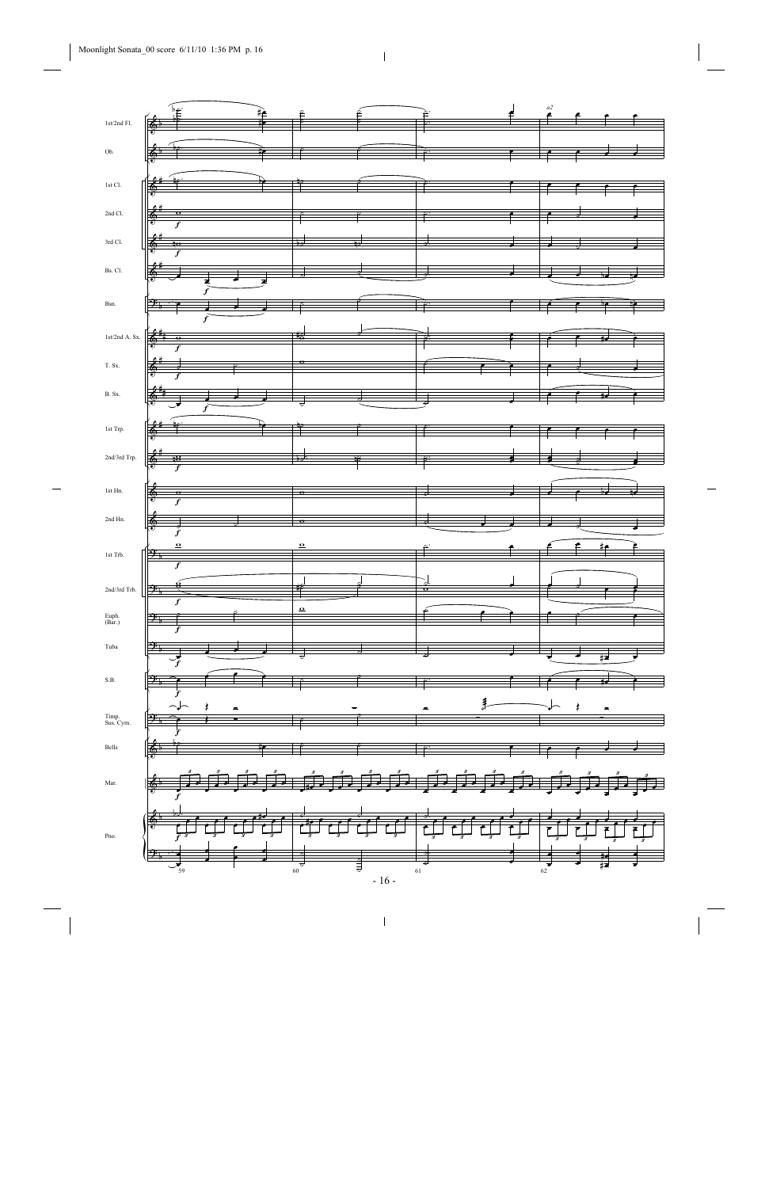1st/2nd Fl.

Ob.

1st Cl.

2nd Cl.

3rd Cl.

Bs. Cl.

Bsn.

1st/2nd A. Sx.

T. Sx.

B. Sx.

1st Trp.

2nd/3rd Trp.

1st Hn.

2nd Hn.

1st Trb.

2nd/3rd Trb.

Euph. (Bar.)

Tuba

S.B.

Timp. Sus. Cym.

Bells

Mar.

Pno.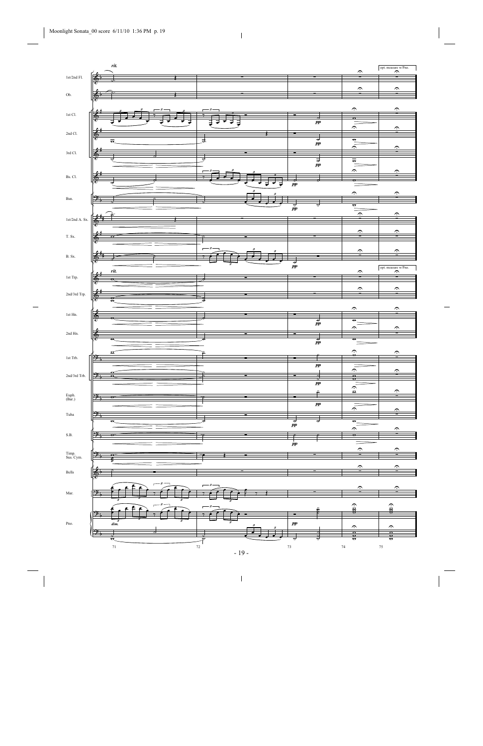rit.

opt. measure w/Pno.

1st/2nd Fl.

Ob.

1st Cl.

2nd Cl.

3rd Cl.

Bs. Cl.

Bsn.

1st/2nd A. Sx.

T. Sx.

B. Sx.

1st Trp.

2nd/3rd Trp.

1st Hn.

2nd Hn.

1st Trb.

2nd/3rd Trb.

Euph. (Bar.)

Tuba

S.B.

Timp. Sus. Cym.

Bells

Mar.

Pno.

*pp*

*dim.*

71 72 73 74 75